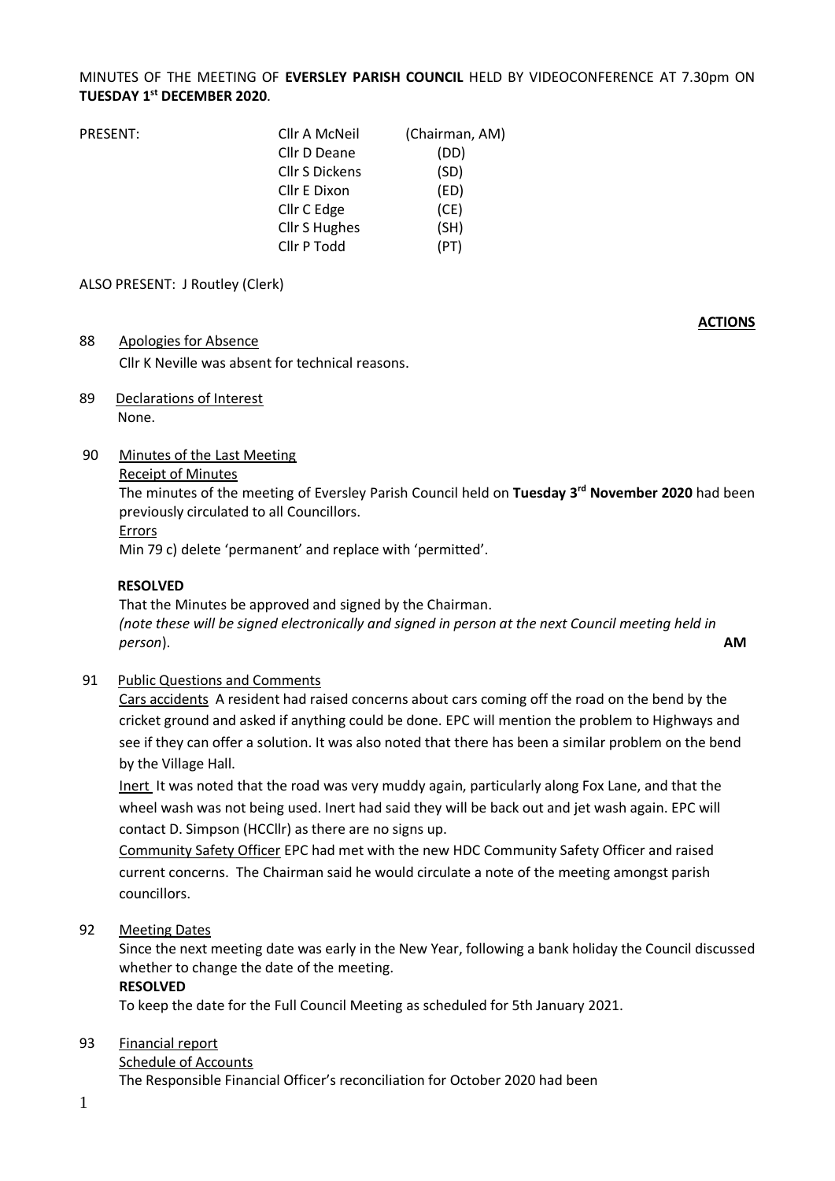MINUTES OF THE MEETING OF **EVERSLEY PARISH COUNCIL** HELD BY VIDEOCONFERENCE AT 7.30pm ON **TUESDAY 1st DECEMBER 2020**.

| PRESENT: | Cllr A McNeil | (Chairman, AM) |
|---|---|---|
| | Cllr D Deane | (DD) |
| | Cllr S Dickens | (SD) |
| | Cllr E Dixon | (ED) |
| | Cllr C Edge | (CE) |
| | Cllr S Hughes | (SH) |
| | Cllr P Todd | (PT) |

ALSO PRESENT: J Routley (Clerk)

**ACTIONS**

88 Apologies for Absence

Cllr K Neville was absent for technical reasons.

89 Declarations of Interest

None.

90 Minutes of the Last Meeting

Receipt of Minutes

The minutes of the meeting of Eversley Parish Council held on **Tuesday 3rd November 2020** had been previously circulated to all Councillors.

Errors

Min 79 c) delete 'permanent' and replace with 'permitted'.

**RESOLVED**

That the Minutes be approved and signed by the Chairman.
*(note these will be signed electronically and signed in person at the next Council meeting held in person*). **AM**

91 Public Questions and Comments

Cars accidents A resident had raised concerns about cars coming off the road on the bend by the cricket ground and asked if anything could be done. EPC will mention the problem to Highways and see if they can offer a solution. It was also noted that there has been a similar problem on the bend by the Village Hall.

Inert It was noted that the road was very muddy again, particularly along Fox Lane, and that the wheel wash was not being used. Inert had said they will be back out and jet wash again. EPC will contact D. Simpson (HCCllr) as there are no signs up.

Community Safety Officer EPC had met with the new HDC Community Safety Officer and raised current concerns. The Chairman said he would circulate a note of the meeting amongst parish councillors.

92 Meeting Dates

Since the next meeting date was early in the New Year, following a bank holiday the Council discussed whether to change the date of the meeting.

**RESOLVED**

To keep the date for the Full Council Meeting as scheduled for 5th January 2021.

93 Financial report

Schedule of Accounts

The Responsible Financial Officer's reconciliation for October 2020 had been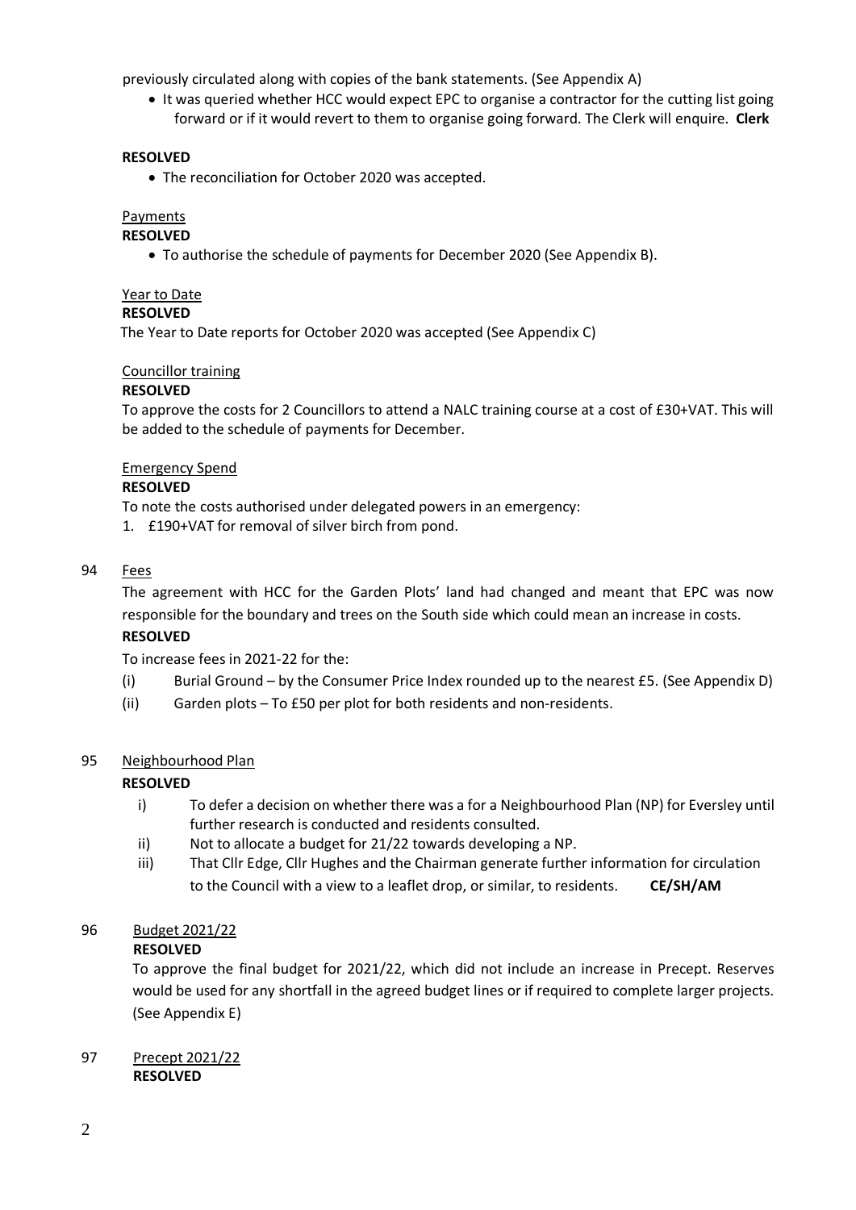previously circulated along with copies of the bank statements. (See Appendix A)

- It was queried whether HCC would expect EPC to organise a contractor for the cutting list going forward or if it would revert to them to organise going forward. The Clerk will enquire. **Clerk**

**RESOLVED**

- The reconciliation for October 2020 was accepted.

Payments

**RESOLVED**

- To authorise the schedule of payments for December 2020 (See Appendix B).

Year to Date

**RESOLVED**

The Year to Date reports for October 2020 was accepted (See Appendix C)

Councillor training

**RESOLVED**

To approve the costs for 2 Councillors to attend a NALC training course at a cost of £30+VAT. This will be added to the schedule of payments for December.

Emergency Spend

**RESOLVED**

To note the costs authorised under delegated powers in an emergency:

1. £190+VAT for removal of silver birch from pond.

94 Fees

The agreement with HCC for the Garden Plots' land had changed and meant that EPC was now responsible for the boundary and trees on the South side which could mean an increase in costs.

**RESOLVED**

To increase fees in 2021-22 for the:

(i) Burial Ground – by the Consumer Price Index rounded up to the nearest £5. (See Appendix D)

(ii) Garden plots – To £50 per plot for both residents and non-residents.

95 Neighbourhood Plan

**RESOLVED**

i) To defer a decision on whether there was a for a Neighbourhood Plan (NP) for Eversley until further research is conducted and residents consulted.

ii) Not to allocate a budget for 21/22 towards developing a NP.

iii) That Cllr Edge, Cllr Hughes and the Chairman generate further information for circulation to the Council with a view to a leaflet drop, or similar, to residents. **CE/SH/AM**

96 Budget 2021/22

**RESOLVED**

To approve the final budget for 2021/22, which did not include an increase in Precept. Reserves would be used for any shortfall in the agreed budget lines or if required to complete larger projects. (See Appendix E)

97 Precept 2021/22

**RESOLVED**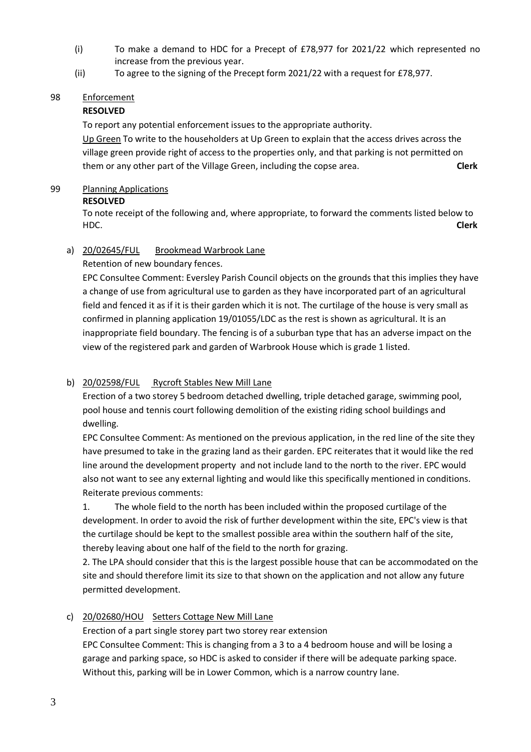(i) To make a demand to HDC for a Precept of £78,977 for 2021/22 which represented no increase from the previous year.

(ii) To agree to the signing of the Precept form 2021/22 with a request for £78,977.

98 Enforcement

**RESOLVED**

To report any potential enforcement issues to the appropriate authority.

Up Green To write to the householders at Up Green to explain that the access drives across the village green provide right of access to the properties only, and that parking is not permitted on them or any other part of the Village Green, including the copse area. **Clerk**

99 Planning Applications

**RESOLVED**

To note receipt of the following and, where appropriate, to forward the comments listed below to HDC. **Clerk**

a) 20/02645/FUL Brookmead Warbrook Lane

Retention of new boundary fences.

EPC Consultee Comment: Eversley Parish Council objects on the grounds that this implies they have a change of use from agricultural use to garden as they have incorporated part of an agricultural field and fenced it as if it is their garden which it is not. The curtilage of the house is very small as confirmed in planning application 19/01055/LDC as the rest is shown as agricultural. It is an inappropriate field boundary. The fencing is of a suburban type that has an adverse impact on the view of the registered park and garden of Warbrook House which is grade 1 listed.

b) 20/02598/FUL Rycroft Stables New Mill Lane

Erection of a two storey 5 bedroom detached dwelling, triple detached garage, swimming pool, pool house and tennis court following demolition of the existing riding school buildings and dwelling.

EPC Consultee Comment: As mentioned on the previous application, in the red line of the site they have presumed to take in the grazing land as their garden. EPC reiterates that it would like the red line around the development property and not include land to the north to the river. EPC would also not want to see any external lighting and would like this specifically mentioned in conditions. Reiterate previous comments:

1. The whole field to the north has been included within the proposed curtilage of the development. In order to avoid the risk of further development within the site, EPC's view is that the curtilage should be kept to the smallest possible area within the southern half of the site, thereby leaving about one half of the field to the north for grazing.

2. The LPA should consider that this is the largest possible house that can be accommodated on the site and should therefore limit its size to that shown on the application and not allow any future permitted development.

c) 20/02680/HOU Setters Cottage New Mill Lane

Erection of a part single storey part two storey rear extension

EPC Consultee Comment: This is changing from a 3 to a 4 bedroom house and will be losing a garage and parking space, so HDC is asked to consider if there will be adequate parking space. Without this, parking will be in Lower Common, which is a narrow country lane.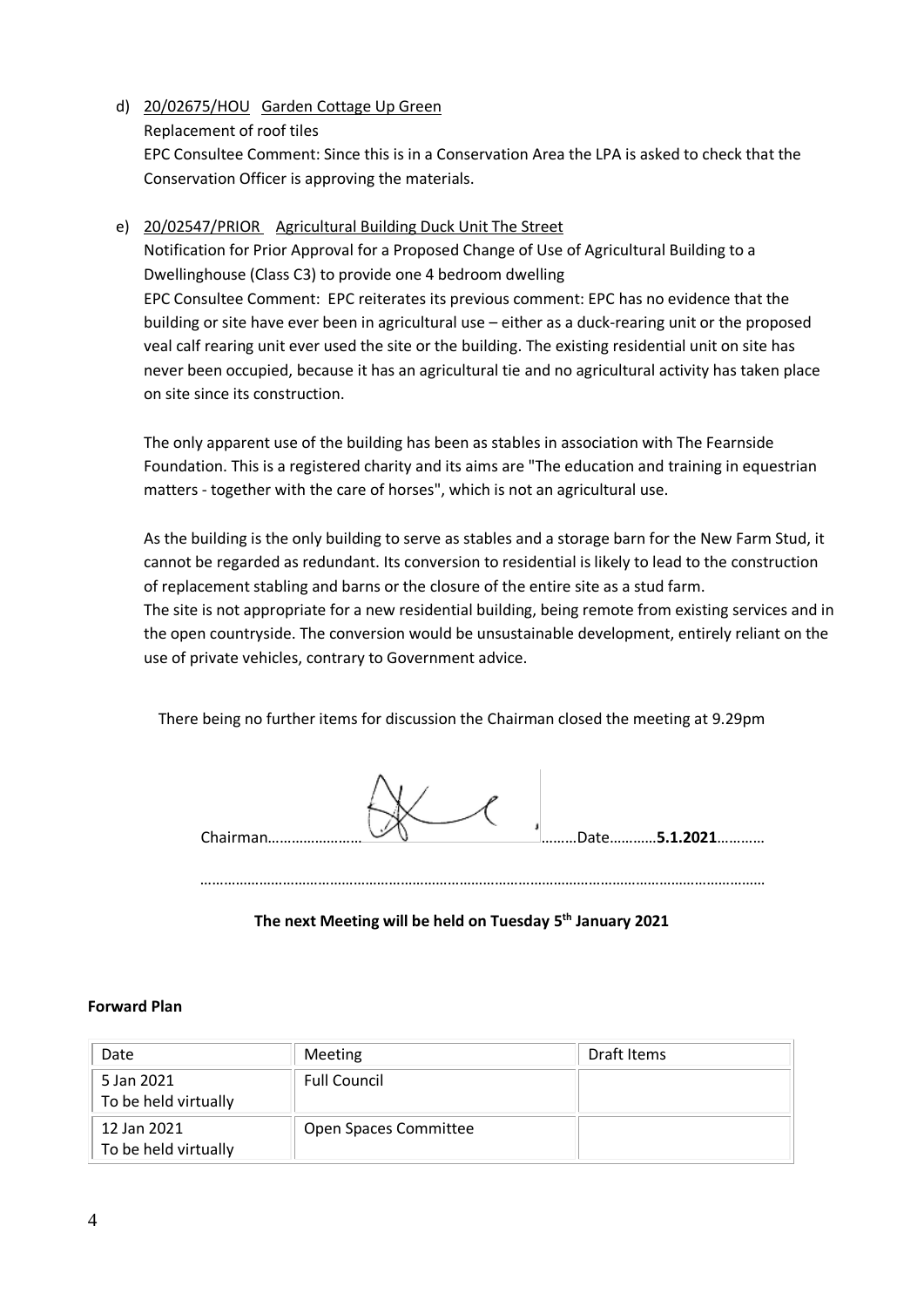d) 20/02675/HOU  Garden Cottage Up Green
   Replacement of roof tiles
   EPC Consultee Comment: Since this is in a Conservation Area the LPA is asked to check that the Conservation Officer is approving the materials.

e) 20/02547/PRIOR  Agricultural Building Duck Unit The Street
   Notification for Prior Approval for a Proposed Change of Use of Agricultural Building to a Dwellinghouse (Class C3) to provide one 4 bedroom dwelling
   EPC Consultee Comment: EPC reiterates its previous comment: EPC has no evidence that the building or site have ever been in agricultural use – either as a duck-rearing unit or the proposed veal calf rearing unit ever used the site or the building. The existing residential unit on site has never been occupied, because it has an agricultural tie and no agricultural activity has taken place on site since its construction.

   The only apparent use of the building has been as stables in association with The Fearnside Foundation. This is a registered charity and its aims are "The education and training in equestrian matters - together with the care of horses", which is not an agricultural use.

   As the building is the only building to serve as stables and a storage barn for the New Farm Stud, it cannot be regarded as redundant. Its conversion to residential is likely to lead to the construction of replacement stabling and barns or the closure of the entire site as a stud farm.
   The site is not appropriate for a new residential building, being remote from existing services and in the open countryside. The conversion would be unsustainable development, entirely reliant on the use of private vehicles, contrary to Government advice.

There being no further items for discussion the Chairman closed the meeting at 9.29pm

Chairman…………………… ………Date…………**5.1.2021**…………

……………………………………………………………………………………………………………………………

**The next Meeting will be held on Tuesday 5th January 2021**

**Forward Plan**

| Date | Meeting | Draft Items |
|---|---|---|
| 5 Jan 2021 To be held virtually | Full Council | |
| 12 Jan 2021 To be held virtually | Open Spaces Committee | |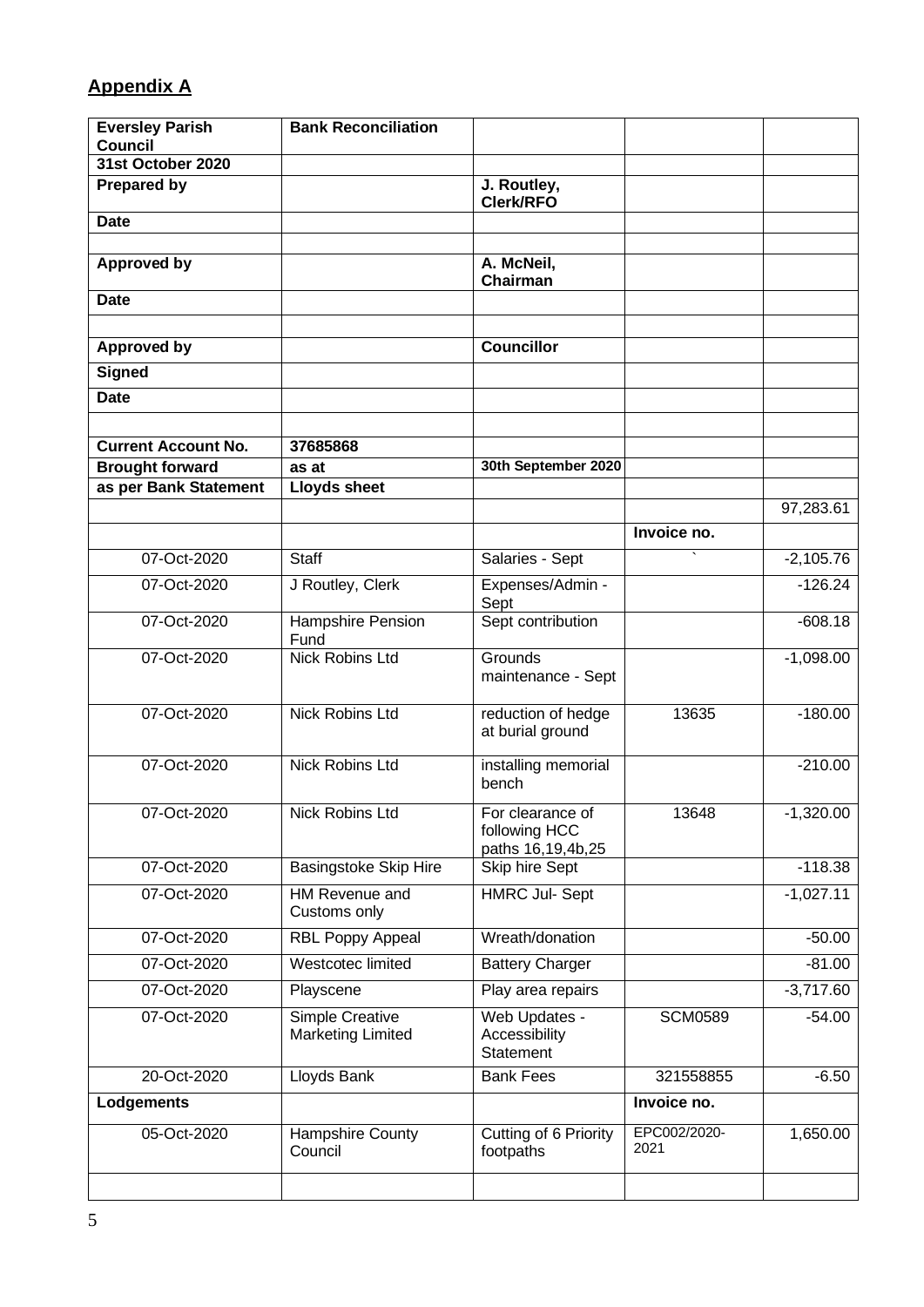## Appendix A

| Eversley Parish Council | Bank Reconciliation | | | |
|---|---|---|---|---|
| 31st October 2020 | | | | |
| Prepared by | | J. Routley, Clerk/RFO | | |
| Date | | | | |
| | | | | |
| Approved by | | A. McNeil, Chairman | | |
| Date | | | | |
| | | | | |
| Approved by | | Councillor | | |
| Signed | | | | |
| Date | | | | |
| | | | | |
| Current Account No. | 37685868 | | | |
| Brought forward | as at | 30th September 2020 | | |
| as per Bank Statement | Lloyds sheet | | | |
| | | | | 97,283.61 |
| | | | Invoice no. | |
| 07-Oct-2020 | Staff | Salaries - Sept | ` | -2,105.76 |
| 07-Oct-2020 | J Routley, Clerk | Expenses/Admin - Sept | | -126.24 |
| 07-Oct-2020 | Hampshire Pension Fund | Sept contribution | | -608.18 |
| 07-Oct-2020 | Nick Robins Ltd | Grounds maintenance - Sept | | -1,098.00 |
| 07-Oct-2020 | Nick Robins Ltd | reduction of hedge at burial ground | 13635 | -180.00 |
| 07-Oct-2020 | Nick Robins Ltd | installing memorial bench | | -210.00 |
| 07-Oct-2020 | Nick Robins Ltd | For clearance of following HCC paths 16,19,4b,25 | 13648 | -1,320.00 |
| 07-Oct-2020 | Basingstoke Skip Hire | Skip hire Sept | | -118.38 |
| 07-Oct-2020 | HM Revenue and Customs only | HMRC Jul- Sept | | -1,027.11 |
| 07-Oct-2020 | RBL Poppy Appeal | Wreath/donation | | -50.00 |
| 07-Oct-2020 | Westcotec limited | Battery Charger | | -81.00 |
| 07-Oct-2020 | Playscene | Play area repairs | | -3,717.60 |
| 07-Oct-2020 | Simple Creative Marketing Limited | Web Updates - Accessibility Statement | SCM0589 | -54.00 |
| 20-Oct-2020 | Lloyds Bank | Bank Fees | 321558855 | -6.50 |
| Lodgements | | | Invoice no. | |
| 05-Oct-2020 | Hampshire County Council | Cutting of 6 Priority footpaths | EPC002/2020-2021 | 1,650.00 |
| | | | | |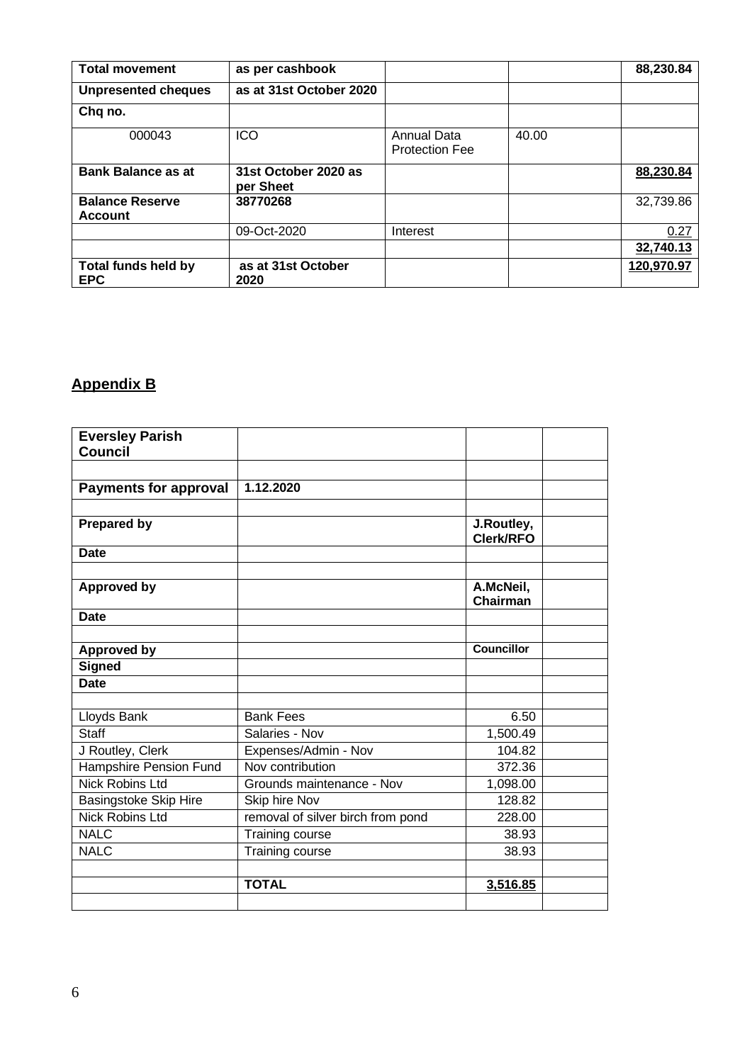| **Total movement** | **as per cashbook** | | | **88,230.84** |
|---|---|---|---|---|
| **Unpresented cheques** | **as at 31st October 2020** | | | |
| **Chq no.** | | | | |
| 000043 | ICO | Annual Data Protection Fee | 40.00 | |
| **Bank Balance as at** | **31st October 2020 as per Sheet** | | | **88,230.84** |
| **Balance Reserve Account** | **38770268** | | | 32,739.86 |
| | 09-Oct-2020 | Interest | | 0.27 |
| | | | | **32,740.13** |
| **Total funds held by EPC** | **as at 31st October 2020** | | | **120,970.97** |

## Appendix B

| **Eversley Parish Council** | | | |
|---|---|---|---|
| | | | |
| **Payments for approval** | **1.12.2020** | | |
| | | | |
| **Prepared by** | | **J.Routley, Clerk/RFO** | |
| **Date** | | | |
| | | | |
| **Approved by** | | **A.McNeil, Chairman** | |
| **Date** | | | |
| | | | |
| **Approved by** | | **Councillor** | |
| **Signed** | | | |
| **Date** | | | |
| | | | |
| Lloyds Bank | Bank Fees | 6.50 | |
| Staff | Salaries - Nov | 1,500.49 | |
| J Routley, Clerk | Expenses/Admin - Nov | 104.82 | |
| Hampshire Pension Fund | Nov contribution | 372.36 | |
| Nick Robins Ltd | Grounds maintenance - Nov | 1,098.00 | |
| Basingstoke Skip Hire | Skip hire Nov | 128.82 | |
| Nick Robins Ltd | removal of silver birch from pond | 228.00 | |
| NALC | Training course | 38.93 | |
| NALC | Training course | 38.93 | |
| | | | |
| | **TOTAL** | **3,516.85** | |
| | | | |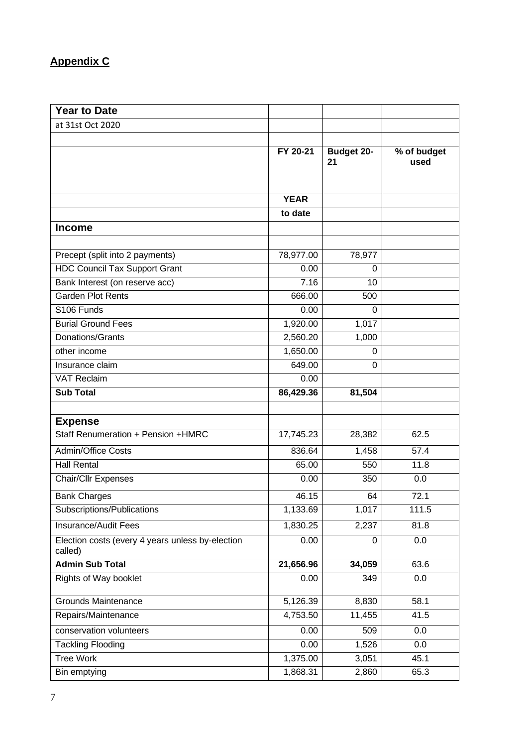## Appendix C

| Year to Date | | | |
|---|---|---|---|
| at 31st Oct 2020 | | | |
| | | | |
| | **FY 20-21** | **Budget 20-21** | **% of budget used** |
| | **YEAR** | | |
| | **to date** | | |
| **Income** | | | |
| | | | |
| Precept (split into 2 payments) | 78,977.00 | 78,977 | |
| HDC Council Tax Support Grant | 0.00 | 0 | |
| Bank Interest (on reserve acc) | 7.16 | 10 | |
| Garden Plot Rents | 666.00 | 500 | |
| S106 Funds | 0.00 | 0 | |
| Burial Ground Fees | 1,920.00 | 1,017 | |
| Donations/Grants | 2,560.20 | 1,000 | |
| other income | 1,650.00 | 0 | |
| Insurance claim | 649.00 | 0 | |
| VAT Reclaim | 0.00 | | |
| **Sub Total** | **86,429.36** | **81,504** | |
| | | | |
| **Expense** | | | |
| Staff Renumeration + Pension +HMRC | 17,745.23 | 28,382 | 62.5 |
| Admin/Office Costs | 836.64 | 1,458 | 57.4 |
| Hall Rental | 65.00 | 550 | 11.8 |
| Chair/Cllr Expenses | 0.00 | 350 | 0.0 |
| Bank Charges | 46.15 | 64 | 72.1 |
| Subscriptions/Publications | 1,133.69 | 1,017 | 111.5 |
| Insurance/Audit Fees | 1,830.25 | 2,237 | 81.8 |
| Election costs (every 4 years unless by-election called) | 0.00 | 0 | 0.0 |
| **Admin Sub Total** | **21,656.96** | **34,059** | 63.6 |
| Rights of Way booklet | 0.00 | 349 | 0.0 |
| Grounds Maintenance | 5,126.39 | 8,830 | 58.1 |
| Repairs/Maintenance | 4,753.50 | 11,455 | 41.5 |
| conservation volunteers | 0.00 | 509 | 0.0 |
| Tackling Flooding | 0.00 | 1,526 | 0.0 |
| Tree Work | 1,375.00 | 3,051 | 45.1 |
| Bin emptying | 1,868.31 | 2,860 | 65.3 |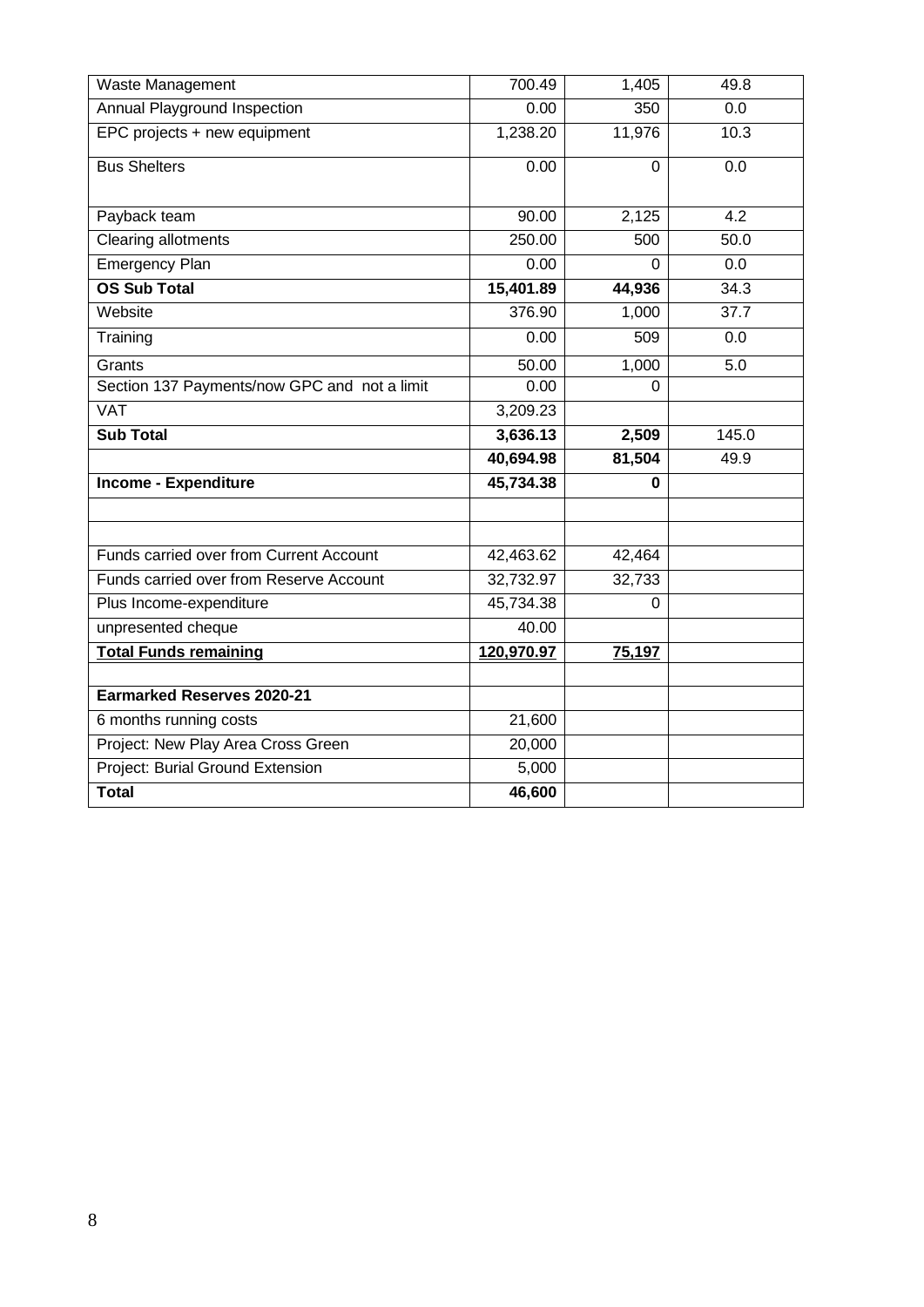| | | | |
|---|---|---|---|
| Waste Management | 700.49 | 1,405 | 49.8 |
| Annual Playground Inspection | 0.00 | 350 | 0.0 |
| EPC projects + new equipment | 1,238.20 | 11,976 | 10.3 |
| Bus Shelters | 0.00 | 0 | 0.0 |
| Payback team | 90.00 | 2,125 | 4.2 |
| Clearing allotments | 250.00 | 500 | 50.0 |
| Emergency Plan | 0.00 | 0 | 0.0 |
| **OS Sub Total** | **15,401.89** | **44,936** | 34.3 |
| Website | 376.90 | 1,000 | 37.7 |
| Training | 0.00 | 509 | 0.0 |
| Grants | 50.00 | 1,000 | 5.0 |
| Section 137 Payments/now GPC and not a limit | 0.00 | 0 | |
| VAT | 3,209.23 | | |
| **Sub Total** | **3,636.13** | **2,509** | 145.0 |
| | **40,694.98** | **81,504** | 49.9 |
| **Income - Expenditure** | **45,734.38** | **0** | |
| | | | |
| | | | |
| Funds carried over from Current Account | 42,463.62 | 42,464 | |
| Funds carried over from Reserve Account | 32,732.97 | 32,733 | |
| Plus Income-expenditure | 45,734.38 | 0 | |
| unpresented cheque | 40.00 | | |
| **Total Funds remaining** | **120,970.97** | **75,197** | |
| | | | |
| **Earmarked Reserves 2020-21** | | | |
| 6 months running costs | 21,600 | | |
| Project: New Play Area Cross Green | 20,000 | | |
| Project: Burial Ground Extension | 5,000 | | |
| **Total** | **46,600** | | |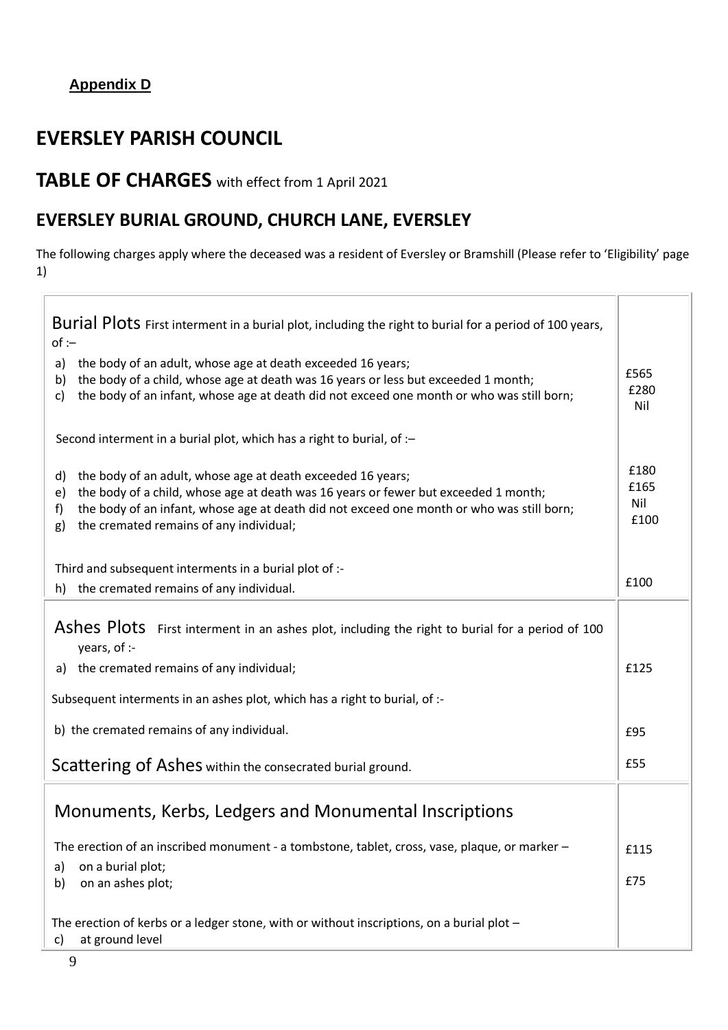**Appendix D**

# EVERSLEY PARISH COUNCIL

## TABLE OF CHARGES with effect from 1 April 2021

## EVERSLEY BURIAL GROUND, CHURCH LANE, EVERSLEY

The following charges apply where the deceased was a resident of Eversley or Bramshill (Please refer to 'Eligibility' page 1)

| | |
|---|---|
| **Burial Plots** First interment in a burial plot, including the right to burial for a period of 100 years, of :– | |
| a) the body of an adult, whose age at death exceeded 16 years; | £565 |
| b) the body of a child, whose age at death was 16 years or less but exceeded 1 month; | £280 |
| c) the body of an infant, whose age at death did not exceed one month or who was still born; | Nil |
| Second interment in a burial plot, which has a right to burial, of :– | |
| d) the body of an adult, whose age at death exceeded 16 years; | £180 |
| e) the body of a child, whose age at death was 16 years or fewer but exceeded 1 month; | £165 |
| f) the body of an infant, whose age at death did not exceed one month or who was still born; | Nil |
| g) the cremated remains of any individual; | £100 |
| Third and subsequent interments in a burial plot of :- | |
| h) the cremated remains of any individual. | £100 |
| **Ashes Plots** First interment in an ashes plot, including the right to burial for a period of 100 years, of :- | |
| a) the cremated remains of any individual; | £125 |
| Subsequent interments in an ashes plot, which has a right to burial, of :- | |
| b) the cremated remains of any individual. | £95 |
| **Scattering of Ashes** within the consecrated burial ground. | £55 |
| **Monuments, Kerbs, Ledgers and Monumental Inscriptions** | |
| The erection of an inscribed monument - a tombstone, tablet, cross, vase, plaque, or marker – | |
| a) on a burial plot; | £115 |
| b) on an ashes plot; | £75 |
| The erection of kerbs or a ledger stone, with or without inscriptions, on a burial plot – | |
| c) at ground level | |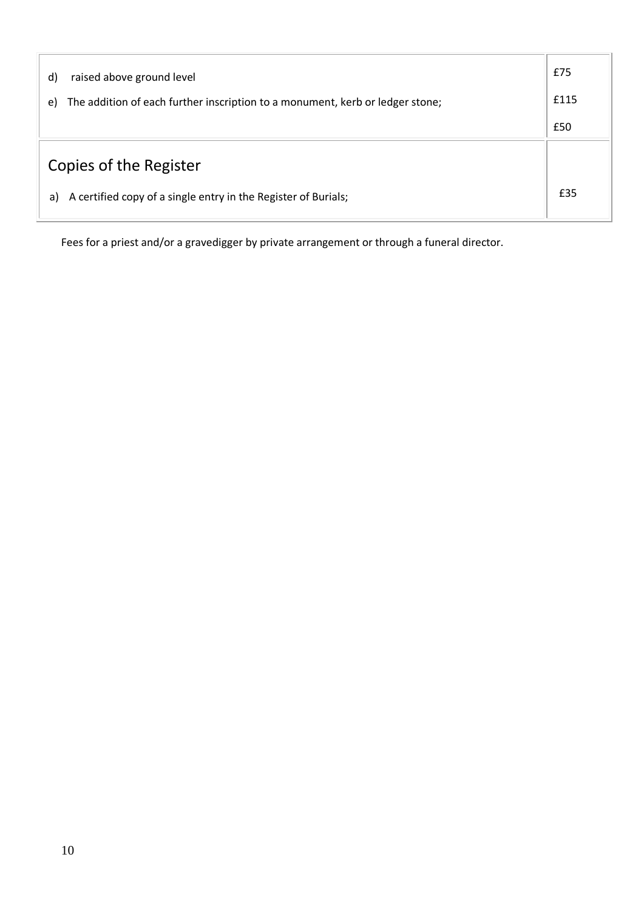| | |
|---|---|
| d) raised above ground level<br>e) The addition of each further inscription to a monument, kerb or ledger stone; | £75<br>£115<br>£50 |
| **Copies of the Register**<br>a) A certified copy of a single entry in the Register of Burials; | £35 |

Fees for a priest and/or a gravedigger by private arrangement or through a funeral director.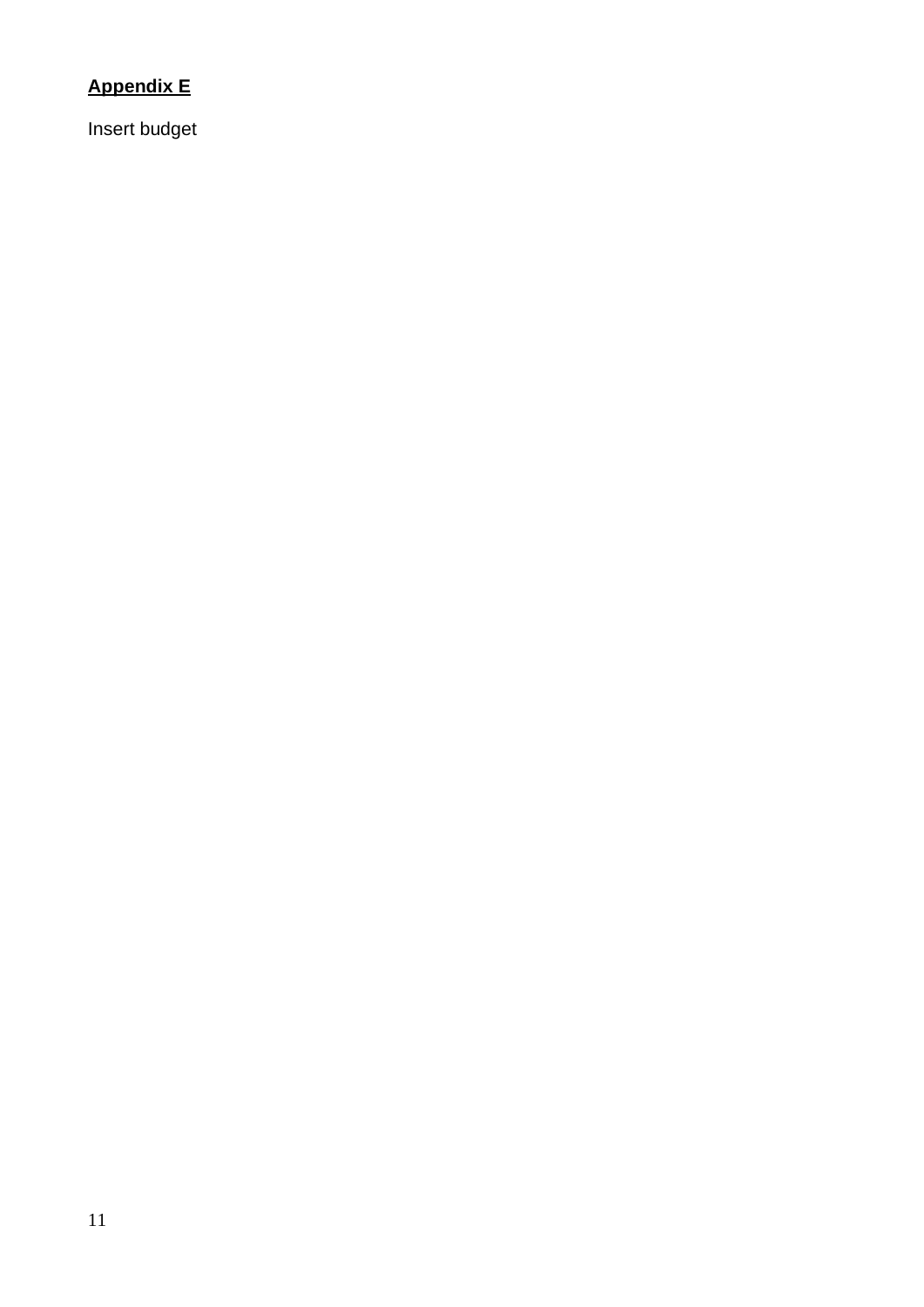**Appendix E**

Insert budget